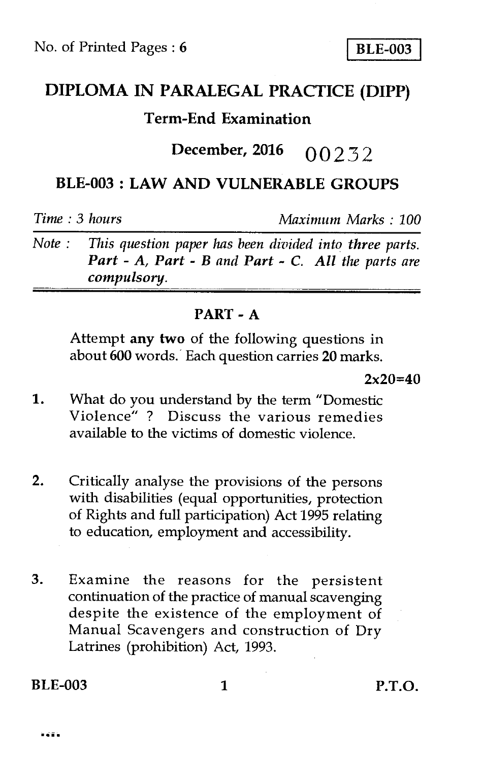No. of Printed Pages : 6 **BLE-003**

# DIPLOMA IN PARALEGAL PRACTICE (DIPP)

## Term-End Examination

## December, 2016 00232

## BLE-003 : LAW AND VULNERABLE GROUPS

*Time : 3 hours* *Maximum Marks : 100*

*Note : This question paper has been divided into three parts.* ***Part - A, Part - B and Part - C. All the parts are compulsory.***

### PART - A

Attempt **any two** of the following questions in about 600 words. Each question carries 20 marks.

**2x20=40**

1. What do you understand by the term "Domestic Violence" ? Discuss the various remedies available to the victims of domestic violence.

2. Critically analyse the provisions of the persons with disabilities (equal opportunities, protection of Rights and full participation) Act 1995 relating to education, employment and accessibility.

3. Examine the reasons for the persistent continuation of the practice of manual scavenging despite the existence of the employment of Manual Scavengers and construction of Dry Latrines (prohibition) Act, 1993.

P.T.O.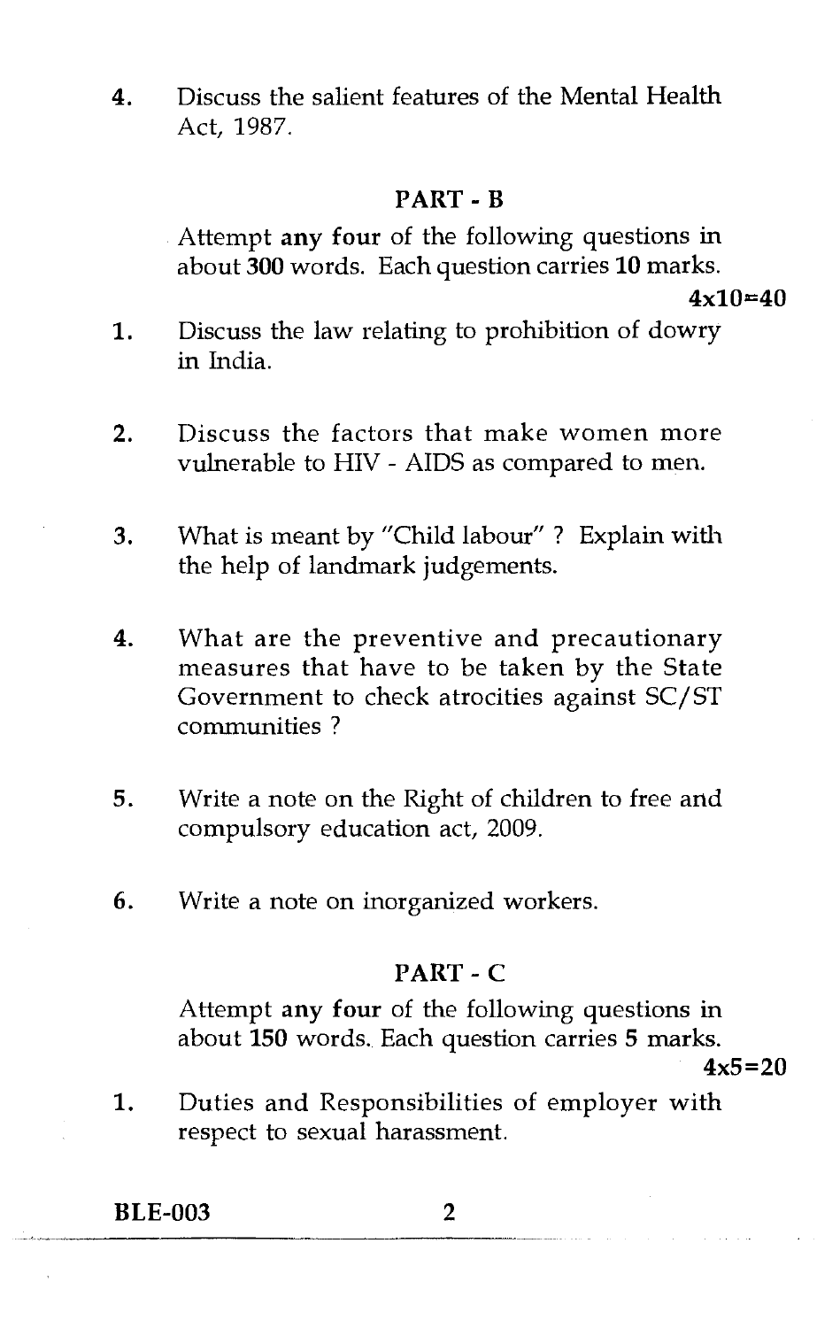4. Discuss the salient features of the Mental Health Act, 1987.

## PART - B

Attempt **any four** of the following questions in about **300** words. Each question carries **10** marks.

**4x10=40**

1. Discuss the law relating to prohibition of dowry in India.

2. Discuss the factors that make women more vulnerable to HIV - AIDS as compared to men.

3. What is meant by "Child labour" ? Explain with the help of landmark judgements.

4. What are the preventive and precautionary measures that have to be taken by the State Government to check atrocities against SC/ST communities ?

5. Write a note on the Right of children to free and compulsory education act, 2009.

6. Write a note on inorganized workers.

## PART - C

Attempt **any four** of the following questions in about **150** words. Each question carries **5** marks.

**4x5=20**

1. Duties and Responsibilities of employer with respect to sexual harassment.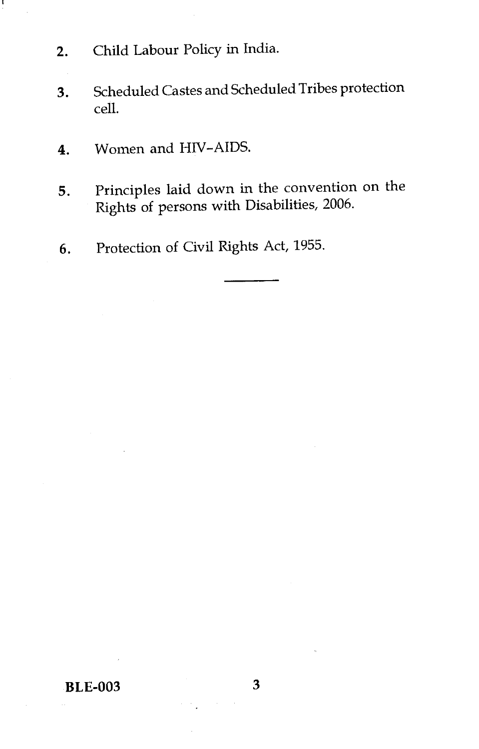2. Child Labour Policy in India.

3. Scheduled Castes and Scheduled Tribes protection cell.

4. Women and HIV-AIDS.

5. Principles laid down in the convention on the Rights of persons with Disabilities, 2006.

6. Protection of Civil Rights Act, 1955.

---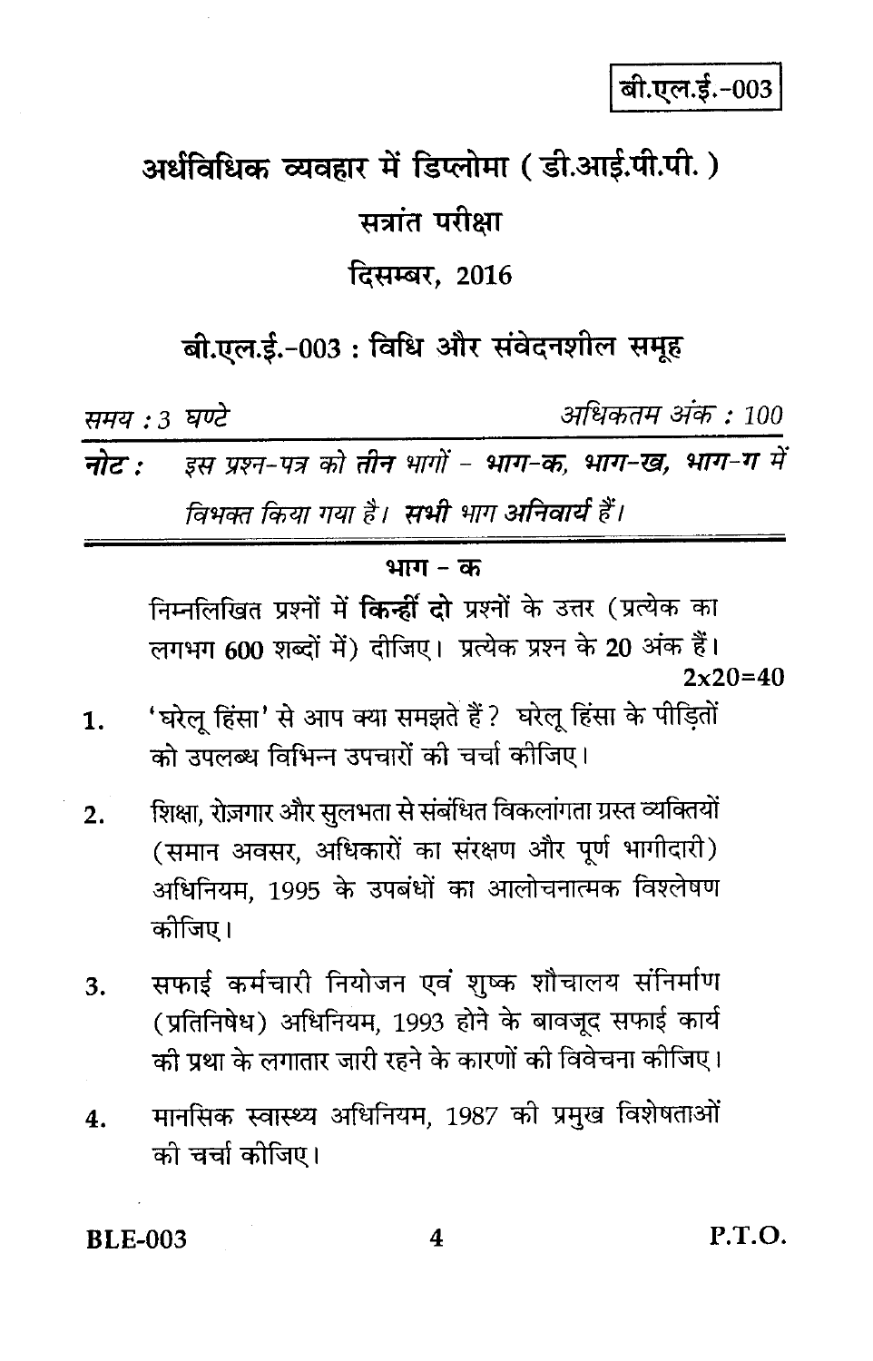बी.एल.ई.-003

# अर्धविधिक व्यवहार में डिप्लोमा ( डी.आई.पी.पी. )

## सत्रांत परीक्षा

## दिसम्बर, 2016

## बी.एल.ई.-003 : विधि और संवेदनशील समूह

*समय : 3 घण्टे* *अधिकतम अंक : 100*

**नोट :** *इस प्रश्न-पत्र को **तीन** भागों – **भाग-क, भाग-ख, भाग-ग** में विभक्त किया गया है। **सभी** भाग **अनिवार्य** हैं।*

### भाग - क

निम्नलिखित प्रश्नों में **किन्हीं दो** प्रश्नों के उत्तर (प्रत्येक का लगभग 600 शब्दों में) दीजिए। प्रत्येक प्रश्न के 20 अंक हैं। 2x20=40

1. 'घरेलू हिंसा' से आप क्या समझते हैं? घरेलू हिंसा के पीड़ितों को उपलब्ध विभिन्न उपचारों की चर्चा कीजिए।

2. शिक्षा, रोज़गार और सुलभता से संबंधित विकलांगता ग्रस्त व्यक्तियों (समान अवसर, अधिकारों का संरक्षण और पूर्ण भागीदारी) अधिनियम, 1995 के उपबंधों का आलोचनात्मक विश्लेषण कीजिए।

3. सफाई कर्मचारी नियोजन एवं शुष्क शौचालय संनिर्माण (प्रतिनिषेध) अधिनियम, 1993 होने के बावजूद सफाई कार्य की प्रथा के लगातार जारी रहने के कारणों की विवेचना कीजिए।

4. मानसिक स्वास्थ्य अधिनियम, 1987 की प्रमुख विशेषताओं की चर्चा कीजिए।

BLE-003 P.T.O.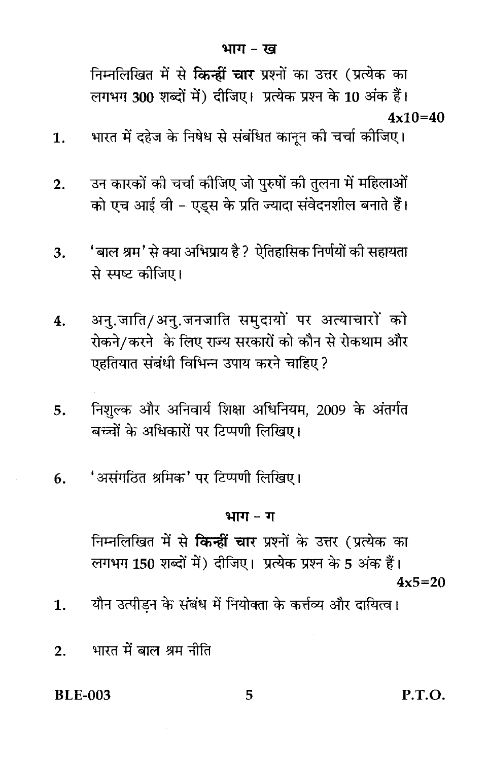## भाग - ख

निम्नलिखित में से **किन्हीं चार** प्रश्नों का उत्तर (प्रत्येक का लगभग 300 शब्दों में) दीजिए। प्रत्येक प्रश्न के 10 अंक हैं।

**4x10=40**

1. भारत में दहेज के निषेध से संबंधित कानून की चर्चा कीजिए।

2. उन कारकों की चर्चा कीजिए जो पुरुषों की तुलना में महिलाओं को एच आई वी - एड्स के प्रति ज्यादा संवेदनशील बनाते हैं।

3. 'बाल श्रम' से क्या अभिप्राय है? ऐतिहासिक निर्णयों की सहायता से स्पष्ट कीजिए।

4. अनु.जाति/अनु.जनजाति समुदायों पर अत्याचारों को रोकने/करने के लिए राज्य सरकारों को कौन से रोकथाम और एहतियात संबंधी विभिन्न उपाय करने चाहिए?

5. निशुल्क और अनिवार्य शिक्षा अधिनियम, 2009 के अंतर्गत बच्चों के अधिकारों पर टिप्पणी लिखिए।

6. 'असंगठित श्रमिक' पर टिप्पणी लिखिए।

## भाग - ग

निम्नलिखित में से **किन्हीं चार** प्रश्नों के उत्तर (प्रत्येक का लगभग 150 शब्दों में) दीजिए। प्रत्येक प्रश्न के 5 अंक हैं।

**4x5=20**

1. यौन उत्पीड़न के संबंध में नियोक्ता के कर्त्तव्य और दायित्व।

2. भारत में बाल श्रम नीति

BLE-003

P.T.O.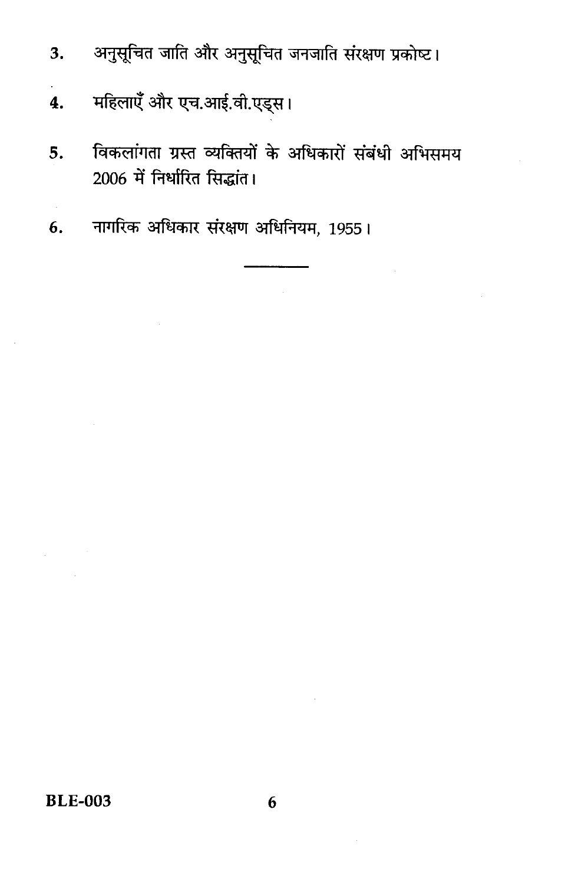3. अनुसूचित जाति और अनुसूचित जनजाति संरक्षण प्रकोष्ट।

4. महिलाएँ और एच.आई.वी.एड्स।

5. विकलांगता ग्रस्त व्यक्तियों के अधिकारों संबंधी अभिसमय 2006 में निर्धारित सिद्धांत।

6. नागरिक अधिकार संरक्षण अधिनियम, 1955।

---